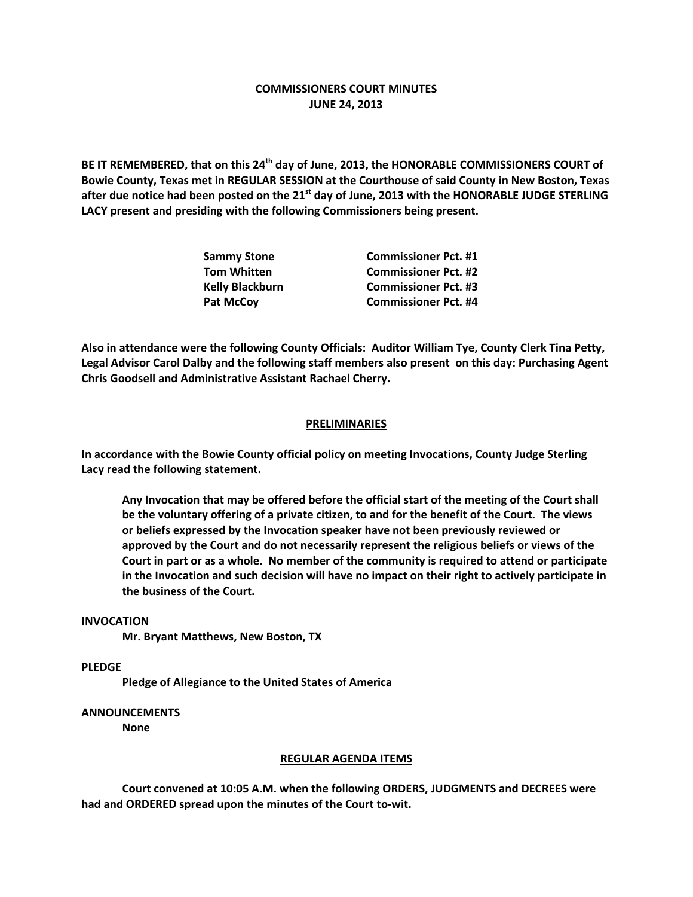# COMMISSIONERS COURT MINUTES
## JUNE 24, 2013

**BE IT REMEMBERED, that on this 24th day of June, 2013, the HONORABLE COMMISSIONERS COURT of Bowie County, Texas met in REGULAR SESSION at the Courthouse of said County in New Boston, Texas after due notice had been posted on the 21st day of June, 2013 with the HONORABLE JUDGE STERLING LACY present and presiding with the following Commissioners being present.**

| | |
|---|---|
| **Sammy Stone** | **Commissioner Pct. #1** |
| **Tom Whitten** | **Commissioner Pct. #2** |
| **Kelly Blackburn** | **Commissioner Pct. #3** |
| **Pat McCoy** | **Commissioner Pct. #4** |

**Also in attendance were the following County Officials: Auditor William Tye, County Clerk Tina Petty, Legal Advisor Carol Dalby and the following staff members also present on this day: Purchasing Agent Chris Goodsell and Administrative Assistant Rachael Cherry.**

## PRELIMINARIES

**In accordance with the Bowie County official policy on meeting Invocations, County Judge Sterling Lacy read the following statement.**

> **Any Invocation that may be offered before the official start of the meeting of the Court shall be the voluntary offering of a private citizen, to and for the benefit of the Court. The views or beliefs expressed by the Invocation speaker have not been previously reviewed or approved by the Court and do not necessarily represent the religious beliefs or views of the Court in part or as a whole. No member of the community is required to attend or participate in the Invocation and such decision will have no impact on their right to actively participate in the business of the Court.**

**INVOCATION**

**Mr. Bryant Matthews, New Boston, TX**

**PLEDGE**

**Pledge of Allegiance to the United States of America**

**ANNOUNCEMENTS**

**None**

## REGULAR AGENDA ITEMS

**Court convened at 10:05 A.M. when the following ORDERS, JUDGMENTS and DECREES were had and ORDERED spread upon the minutes of the Court to-wit.**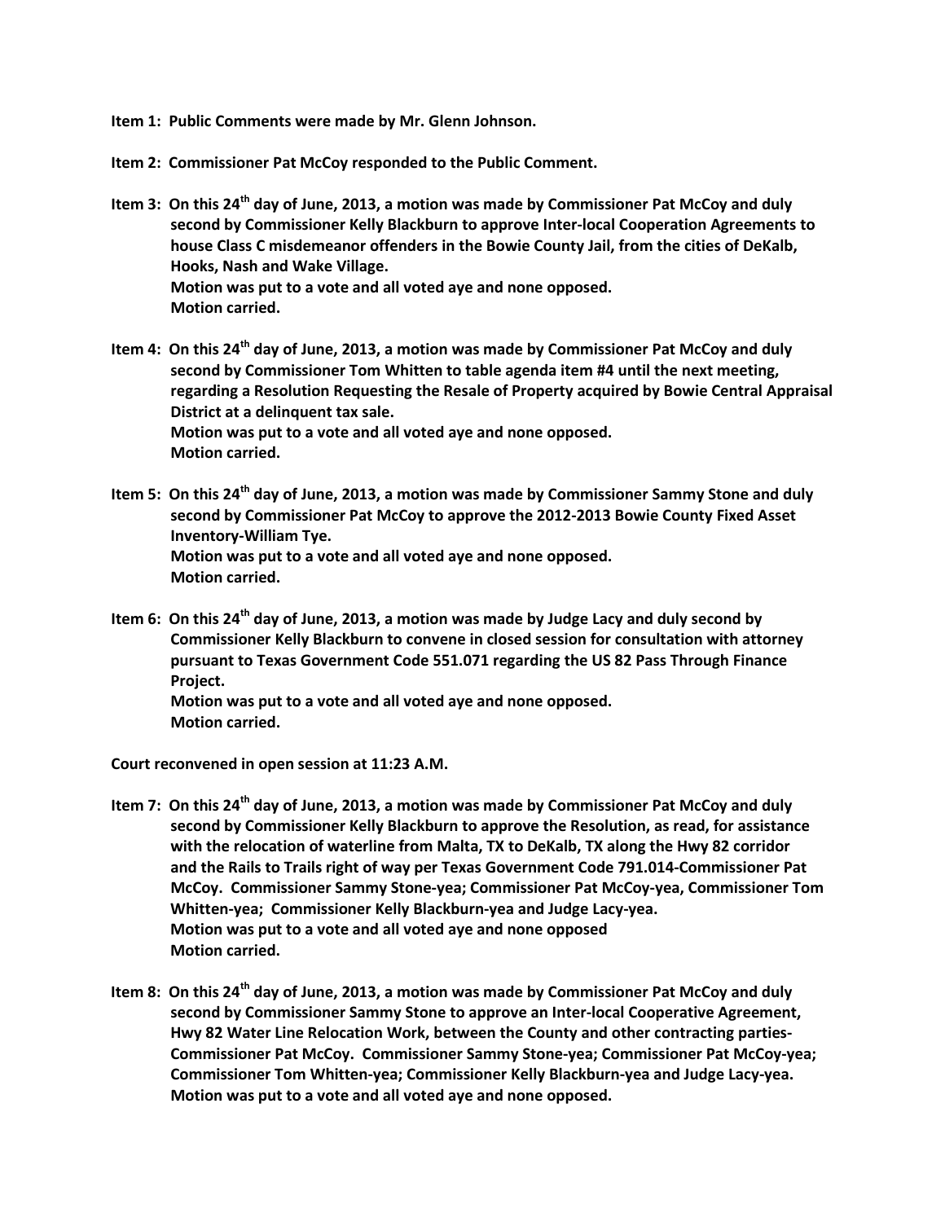**Item 1: Public Comments were made by Mr. Glenn Johnson.**

**Item 2: Commissioner Pat McCoy responded to the Public Comment.**

**Item 3: On this 24th day of June, 2013, a motion was made by Commissioner Pat McCoy and duly second by Commissioner Kelly Blackburn to approve Inter-local Cooperation Agreements to house Class C misdemeanor offenders in the Bowie County Jail, from the cities of DeKalb, Hooks, Nash and Wake Village.**
**Motion was put to a vote and all voted aye and none opposed.**
**Motion carried.**

**Item 4: On this 24th day of June, 2013, a motion was made by Commissioner Pat McCoy and duly second by Commissioner Tom Whitten to table agenda item #4 until the next meeting, regarding a Resolution Requesting the Resale of Property acquired by Bowie Central Appraisal District at a delinquent tax sale.**
**Motion was put to a vote and all voted aye and none opposed.**
**Motion carried.**

**Item 5: On this 24th day of June, 2013, a motion was made by Commissioner Sammy Stone and duly second by Commissioner Pat McCoy to approve the 2012-2013 Bowie County Fixed Asset Inventory-William Tye.**
**Motion was put to a vote and all voted aye and none opposed.**
**Motion carried.**

**Item 6: On this 24th day of June, 2013, a motion was made by Judge Lacy and duly second by Commissioner Kelly Blackburn to convene in closed session for consultation with attorney pursuant to Texas Government Code 551.071 regarding the US 82 Pass Through Finance Project.**
**Motion was put to a vote and all voted aye and none opposed.**
**Motion carried.**

**Court reconvened in open session at 11:23 A.M.**

**Item 7: On this 24th day of June, 2013, a motion was made by Commissioner Pat McCoy and duly second by Commissioner Kelly Blackburn to approve the Resolution, as read, for assistance with the relocation of waterline from Malta, TX to DeKalb, TX along the Hwy 82 corridor and the Rails to Trails right of way per Texas Government Code 791.014-Commissioner Pat McCoy. Commissioner Sammy Stone-yea; Commissioner Pat McCoy-yea, Commissioner Tom Whitten-yea; Commissioner Kelly Blackburn-yea and Judge Lacy-yea.**
**Motion was put to a vote and all voted aye and none opposed**
**Motion carried.**

**Item 8: On this 24th day of June, 2013, a motion was made by Commissioner Pat McCoy and duly second by Commissioner Sammy Stone to approve an Inter-local Cooperative Agreement, Hwy 82 Water Line Relocation Work, between the County and other contracting parties-Commissioner Pat McCoy. Commissioner Sammy Stone-yea; Commissioner Pat McCoy-yea; Commissioner Tom Whitten-yea; Commissioner Kelly Blackburn-yea and Judge Lacy-yea.**
**Motion was put to a vote and all voted aye and none opposed.**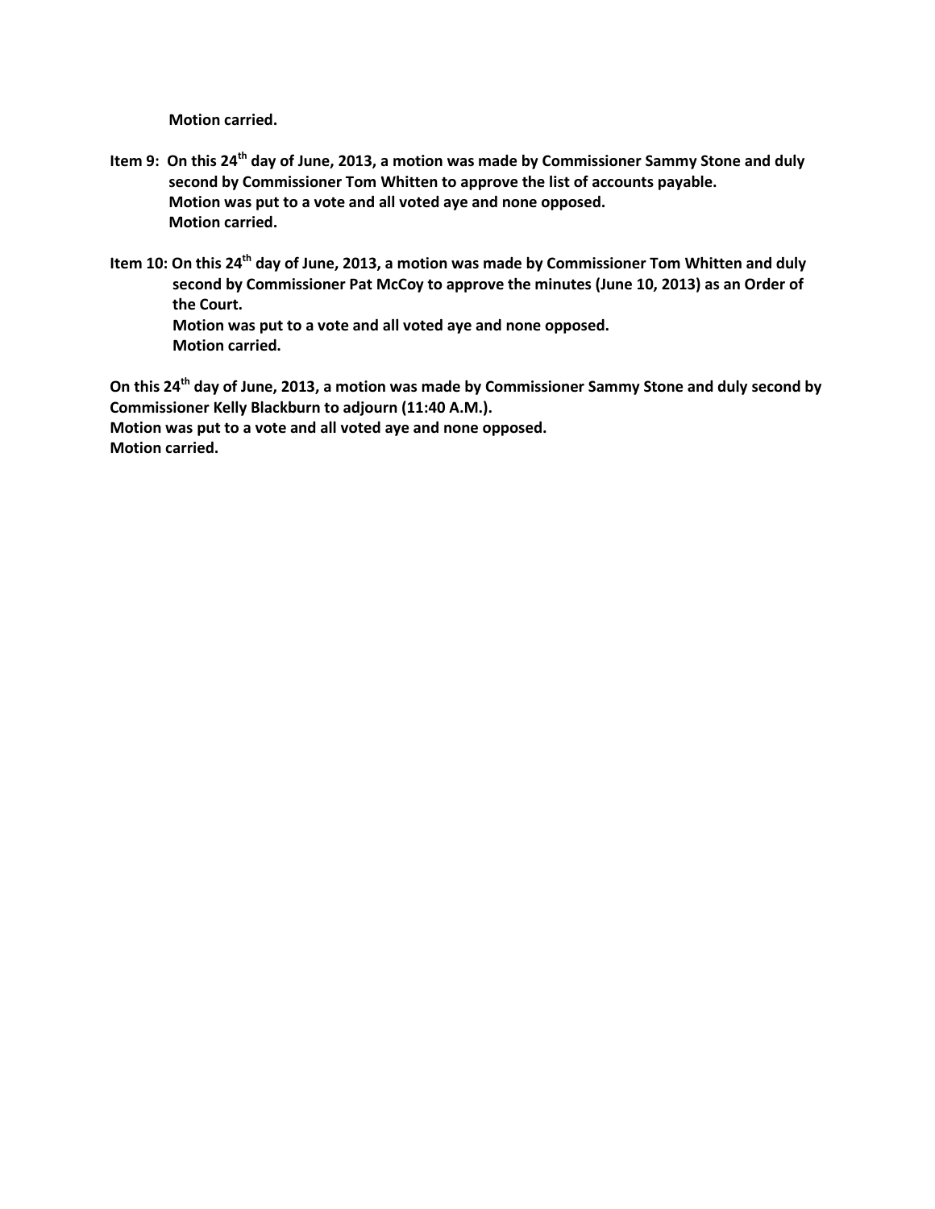**Motion carried.**

**Item 9: On this 24th day of June, 2013, a motion was made by Commissioner Sammy Stone and duly second by Commissioner Tom Whitten to approve the list of accounts payable.**
**Motion was put to a vote and all voted aye and none opposed.**
**Motion carried.**

**Item 10: On this 24th day of June, 2013, a motion was made by Commissioner Tom Whitten and duly second by Commissioner Pat McCoy to approve the minutes (June 10, 2013) as an Order of the Court.**
**Motion was put to a vote and all voted aye and none opposed.**
**Motion carried.**

**On this 24th day of June, 2013, a motion was made by Commissioner Sammy Stone and duly second by Commissioner Kelly Blackburn to adjourn (11:40 A.M.).**
**Motion was put to a vote and all voted aye and none opposed.**
**Motion carried.**